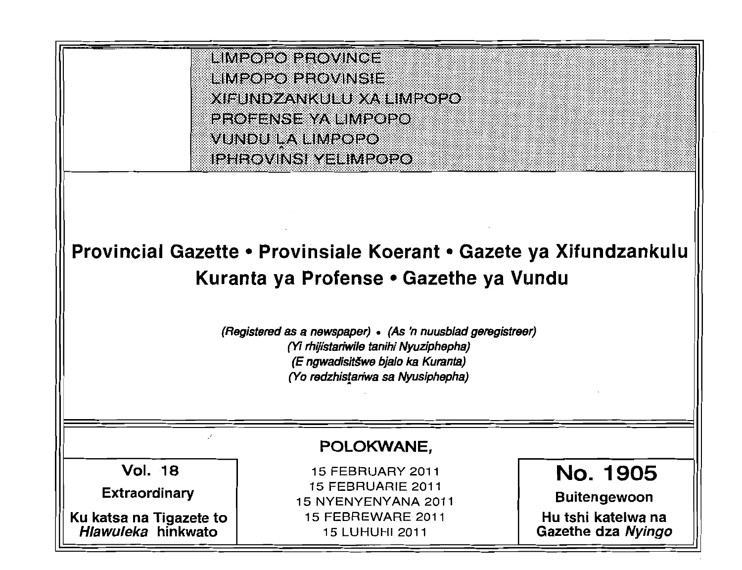LIMPOPO PROVINCE
LIMPOPO PROVINSIE
XIFUNDZANKULU XA LIMPOPO
PROFENSE YA LIMPOPO
VUNDU LA LIMPOPO
IPHROVINSI YELIMPOPO

# Provincial Gazette • Provinsiale Koerant • Gazete ya Xifundzankulu Kuranta ya Profense • Gazethe ya Vundu

*(Registered as a newspaper)* • *(As 'n nuusblad geregistreer)*
*(Yi rhijistariwile tanihi Nyuziphepha)*
*(E ngwadisitšwe bjalo ka Kuranta)*
*(Yo redzhistariwa sa Nyusiphepha)*

**POLOKWANE,**

| Vol. 18 | 15 FEBRUARY 2011 | No. 1905 |
|---|---|---|
| Extraordinary | 15 FEBRUARIE 2011 | Buitengewoon |
| Ku katsa na Tigazete to *Hlawuleka* hinkwato | 15 NYENYENYANA 2011 | Hu tshi katelwa na Gazethe dza *Nyingo* |
| | 15 FEBREWARE 2011 | |
| | 15 LUHUHI 2011 | |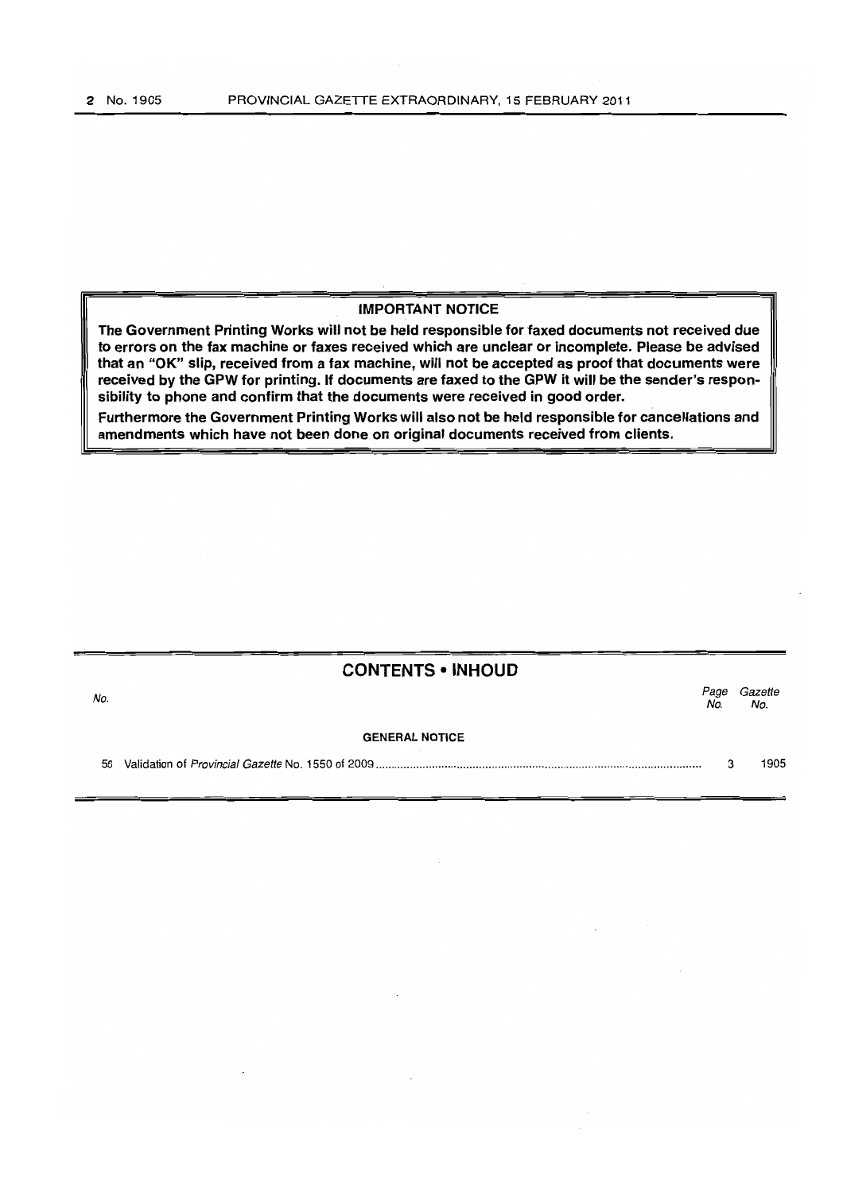**IMPORTANT NOTICE**

**The Government Printing Works will not be held responsible for faxed documents not received due to errors on the fax machine or faxes received which are unclear or incomplete. Please be advised that an "OK" slip, received from a fax machine, will not be accepted as proof that documents were received by the GPW for printing. If documents are faxed to the GPW it will be the sender's responsibility to phone and confirm that the documents were received in good order.**

**Furthermore the Government Printing Works will also not be held responsible for cancellations and amendments which have not been done on original documents received from clients.**

## CONTENTS • INHOUD

| *No.* | | *Page No.* | *Gazette No.* |
|---|---|---|---|
| | **GENERAL NOTICE** | | |
| 56 | Validation of *Provincial Gazette* No. 1550 of 2009 | 3 | 1905 |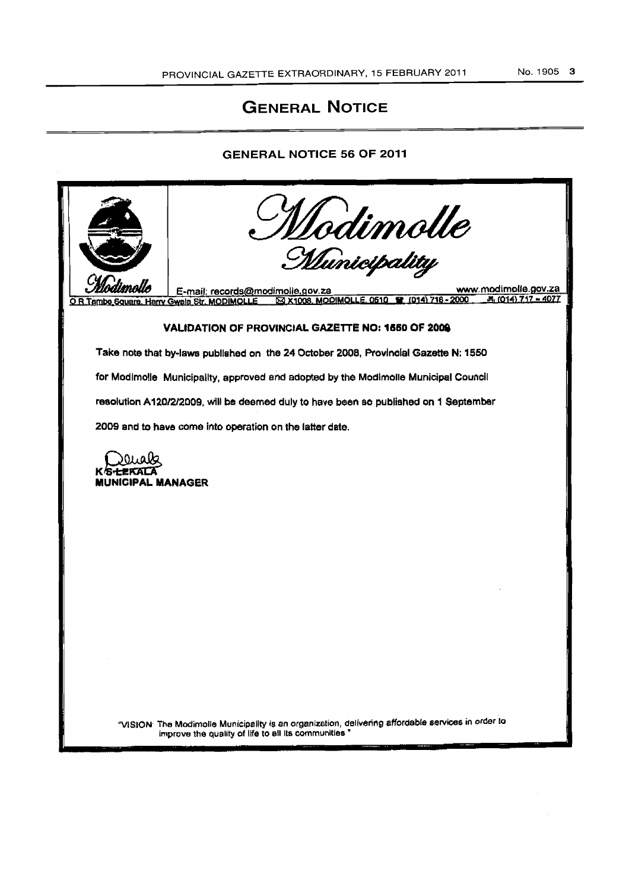# GENERAL NOTICE

## GENERAL NOTICE 56 OF 2011

*Modimolle*
*Municipality*

Modimolle

E-mail: records@modimolle.gov.za www.modimolle.gov.za

O R Tambo Square, Harry Gwala Str, MODIMOLLE X1008, MODIMOLLE, 0510 (014) 718 - 2000 (014) 717 - 4077

**VALIDATION OF PROVINCIAL GAZETTE NO: 1550 OF 2008**

Take note that by-laws published on the 24 October 2008, Provincial Gazette N: 1550 for Modimolle Municipality, approved and adopted by the Modimolle Municipal Council resolution A120/2/2009, will be deemed duly to have been so published on 1 September 2009 and to have come into operation on the latter date.

**K S LEKALA**
**MUNICIPAL MANAGER**

"VISION: The Modimolle Municipality is an organization, delivering affordable services in order to improve the quality of life to all its communities"